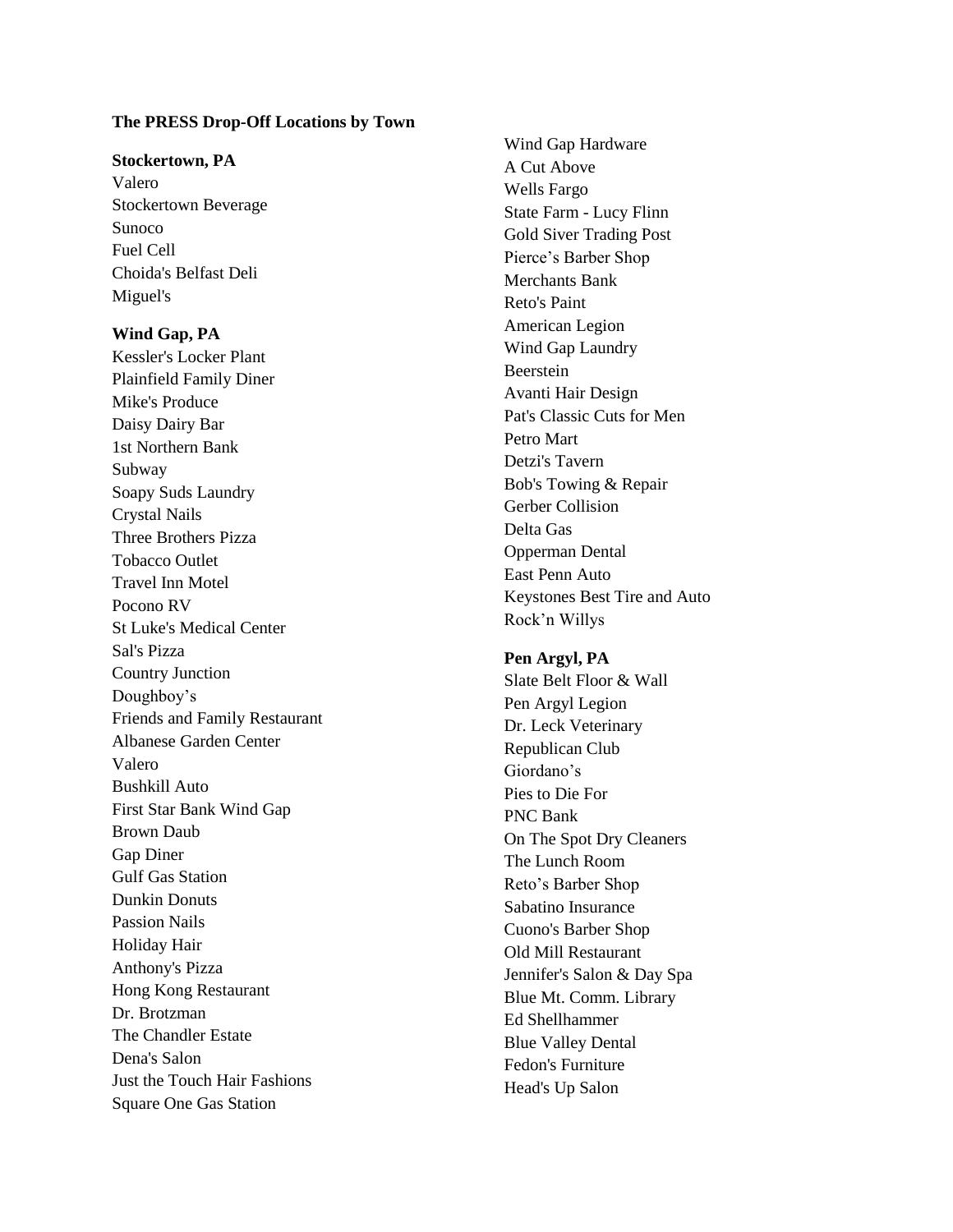**The PRESS Drop-Off Locations by Town**

**Stockertown, PA**

Valero
Stockertown Beverage
Sunoco
Fuel Cell
Choida's Belfast Deli
Miguel's

**Wind Gap, PA**

Kessler's Locker Plant
Plainfield Family Diner
Mike's Produce
Daisy Dairy Bar
1st Northern Bank
Subway
Soapy Suds Laundry
Crystal Nails
Three Brothers Pizza
Tobacco Outlet
Travel Inn Motel
Pocono RV
St Luke's Medical Center
Sal's Pizza
Country Junction
Doughboy's
Friends and Family Restaurant
Albanese Garden Center
Valero
Bushkill Auto
First Star Bank Wind Gap
Brown Daub
Gap Diner
Gulf Gas Station
Dunkin Donuts
Passion Nails
Holiday Hair
Anthony's Pizza
Hong Kong Restaurant
Dr. Brotzman
The Chandler Estate
Dena's Salon
Just the Touch Hair Fashions
Square One Gas Station
Wind Gap Hardware
A Cut Above
Wells Fargo
State Farm - Lucy Flinn
Gold Siver Trading Post
Pierce's Barber Shop
Merchants Bank
Reto's Paint
American Legion
Wind Gap Laundry
Beerstein
Avanti Hair Design
Pat's Classic Cuts for Men
Petro Mart
Detzi's Tavern
Bob's Towing & Repair
Gerber Collision
Delta Gas
Opperman Dental
East Penn Auto
Keystones Best Tire and Auto
Rock'n Willys

**Pen Argyl, PA**

Slate Belt Floor & Wall
Pen Argyl Legion
Dr. Leck Veterinary
Republican Club
Giordano's
Pies to Die For
PNC Bank
On The Spot Dry Cleaners
The Lunch Room
Reto's Barber Shop
Sabatino Insurance
Cuono's Barber Shop
Old Mill Restaurant
Jennifer's Salon & Day Spa
Blue Mt. Comm. Library
Ed Shellhammer
Blue Valley Dental
Fedon's Furniture
Head's Up Salon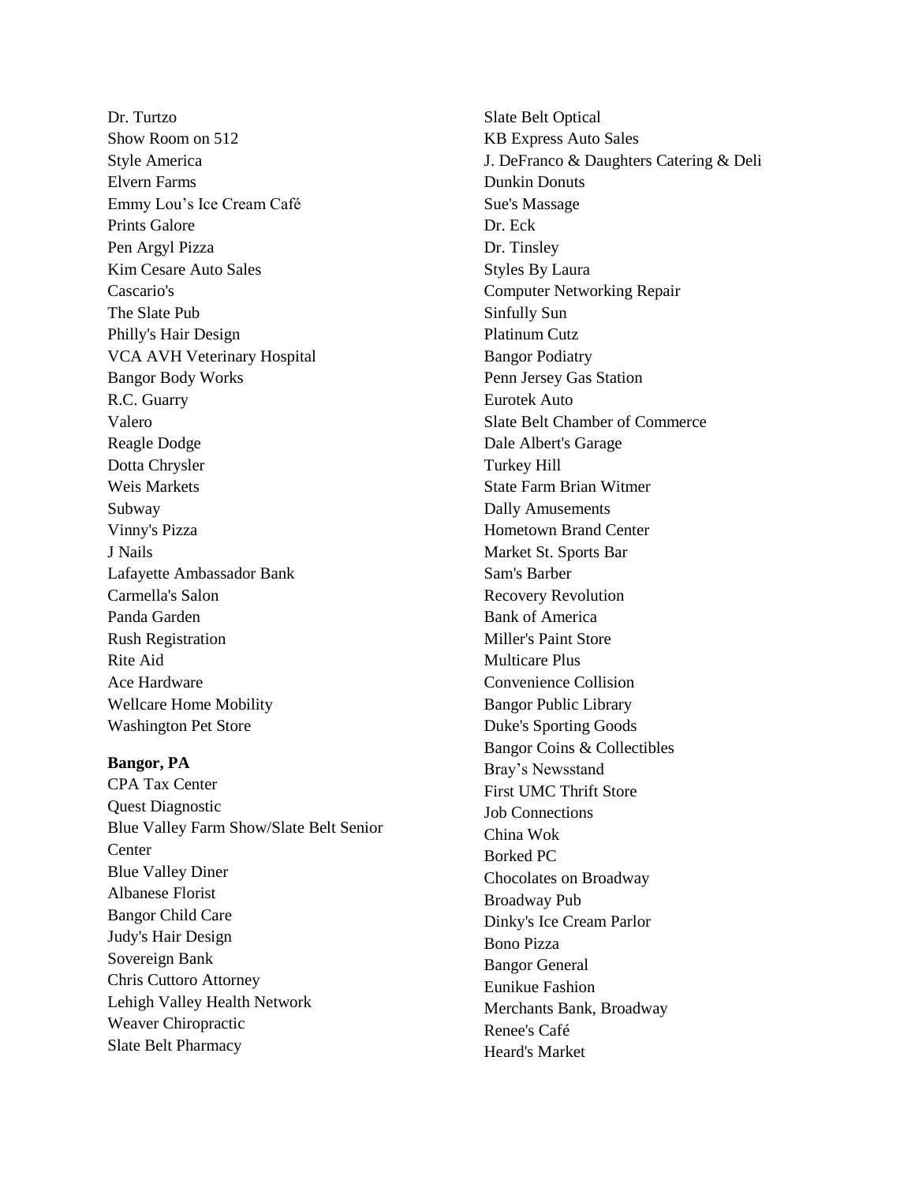Dr. Turtzo
Show Room on 512
Style America
Elvern Farms
Emmy Lou's Ice Cream Café
Prints Galore
Pen Argyl Pizza
Kim Cesare Auto Sales
Cascario's
The Slate Pub
Philly's Hair Design
VCA AVH Veterinary Hospital
Bangor Body Works
R.C. Guarry
Valero
Reagle Dodge
Dotta Chrysler
Weis Markets
Subway
Vinny's Pizza
J Nails
Lafayette Ambassador Bank
Carmella's Salon
Panda Garden
Rush Registration
Rite Aid
Ace Hardware
Wellcare Home Mobility
Washington Pet Store

**Bangor, PA**

CPA Tax Center
Quest Diagnostic
Blue Valley Farm Show/Slate Belt Senior Center
Blue Valley Diner
Albanese Florist
Bangor Child Care
Judy's Hair Design
Sovereign Bank
Chris Cuttoro Attorney
Lehigh Valley Health Network
Weaver Chiropractic
Slate Belt Pharmacy
Slate Belt Optical
KB Express Auto Sales
J. DeFranco & Daughters Catering & Deli
Dunkin Donuts
Sue's Massage
Dr. Eck
Dr. Tinsley
Styles By Laura
Computer Networking Repair
Sinfully Sun
Platinum Cutz
Bangor Podiatry
Penn Jersey Gas Station
Eurotek Auto
Slate Belt Chamber of Commerce
Dale Albert's Garage
Turkey Hill
State Farm Brian Witmer
Dally Amusements
Hometown Brand Center
Market St. Sports Bar
Sam's Barber
Recovery Revolution
Bank of America
Miller's Paint Store
Multicare Plus
Convenience Collision
Bangor Public Library
Duke's Sporting Goods
Bangor Coins & Collectibles
Bray's Newsstand
First UMC Thrift Store
Job Connections
China Wok
Borked PC
Chocolates on Broadway
Broadway Pub
Dinky's Ice Cream Parlor
Bono Pizza
Bangor General
Eunikue Fashion
Merchants Bank, Broadway
Renee's Café
Heard's Market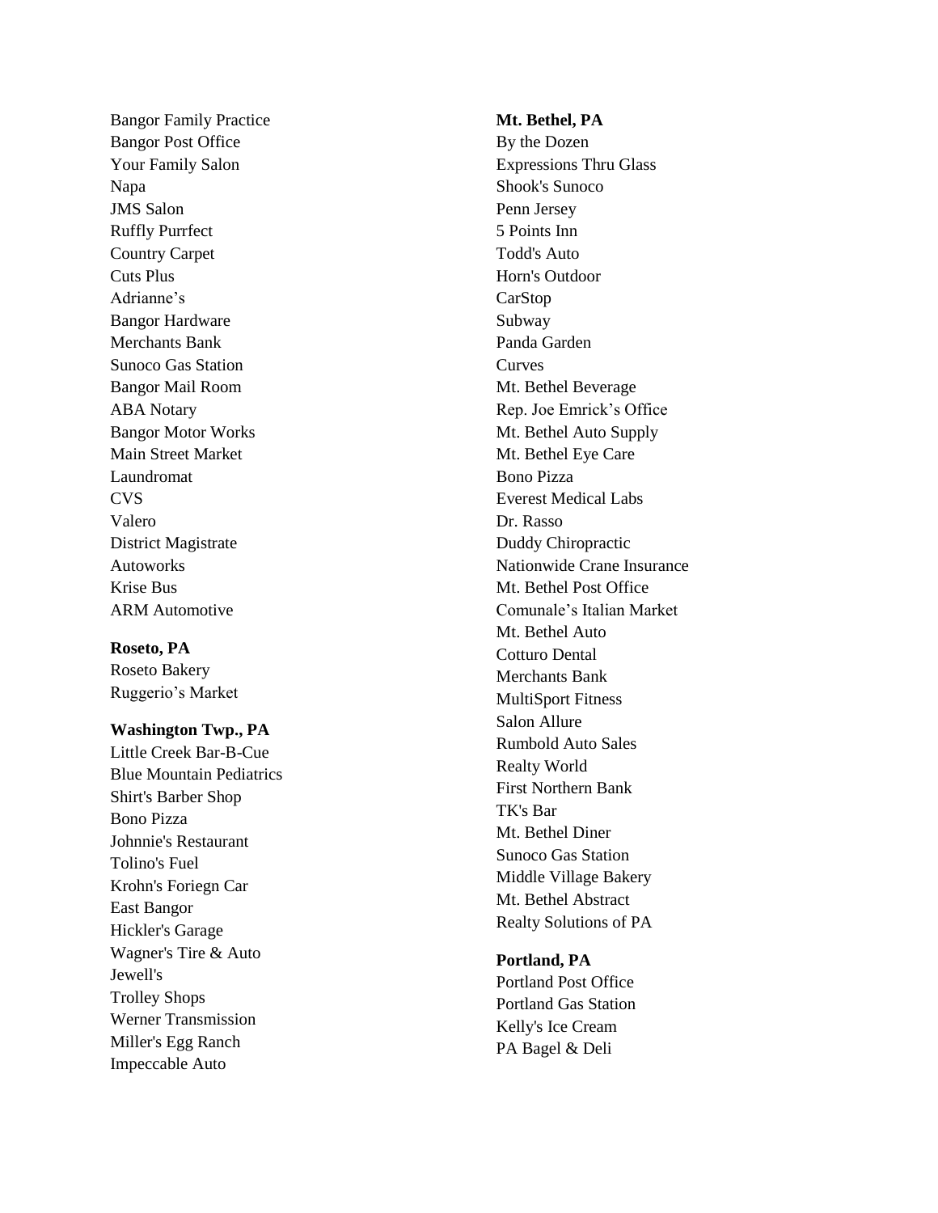Bangor Family Practice
Bangor Post Office
Your Family Salon
Napa
JMS Salon
Ruffly Purrfect
Country Carpet
Cuts Plus
Adrianne's
Bangor Hardware
Merchants Bank
Sunoco Gas Station
Bangor Mail Room
ABA Notary
Bangor Motor Works
Main Street Market
Laundromat
CVS
Valero
District Magistrate
Autoworks
Krise Bus
ARM Automotive

**Roseto, PA**
Roseto Bakery
Ruggerio's Market

**Washington Twp., PA**
Little Creek Bar-B-Cue
Blue Mountain Pediatrics
Shirt's Barber Shop
Bono Pizza
Johnnie's Restaurant
Tolino's Fuel
Krohn's Foriegn Car
East Bangor
Hickler's Garage
Wagner's Tire & Auto
Jewell's
Trolley Shops
Werner Transmission
Miller's Egg Ranch
Impeccable Auto

**Mt. Bethel, PA**
By the Dozen
Expressions Thru Glass
Shook's Sunoco
Penn Jersey
5 Points Inn
Todd's Auto
Horn's Outdoor
CarStop
Subway
Panda Garden
Curves
Mt. Bethel Beverage
Rep. Joe Emrick's Office
Mt. Bethel Auto Supply
Mt. Bethel Eye Care
Bono Pizza
Everest Medical Labs
Dr. Rasso
Duddy Chiropractic
Nationwide Crane Insurance
Mt. Bethel Post Office
Comunale's Italian Market
Mt. Bethel Auto
Cotturo Dental
Merchants Bank
MultiSport Fitness
Salon Allure
Rumbold Auto Sales
Realty World
First Northern Bank
TK's Bar
Mt. Bethel Diner
Sunoco Gas Station
Middle Village Bakery
Mt. Bethel Abstract
Realty Solutions of PA

**Portland, PA**
Portland Post Office
Portland Gas Station
Kelly's Ice Cream
PA Bagel & Deli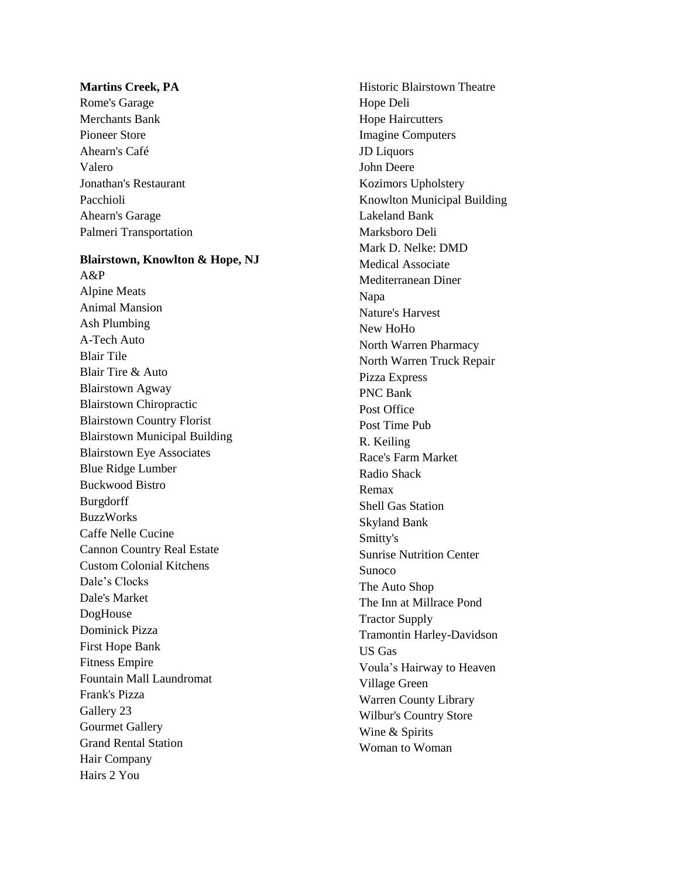**Martins Creek, PA**

Rome's Garage
Merchants Bank
Pioneer Store
Ahearn's Café
Valero
Jonathan's Restaurant
Pacchioli
Ahearn's Garage
Palmeri Transportation

**Blairstown, Knowlton & Hope, NJ**

A&P
Alpine Meats
Animal Mansion
Ash Plumbing
A-Tech Auto
Blair Tile
Blair Tire & Auto
Blairstown Agway
Blairstown Chiropractic
Blairstown Country Florist
Blairstown Municipal Building
Blairstown Eye Associates
Blue Ridge Lumber
Buckwood Bistro
Burgdorff
BuzzWorks
Caffe Nelle Cucine
Cannon Country Real Estate
Custom Colonial Kitchens
Dale’s Clocks
Dale's Market
DogHouse
Dominick Pizza
First Hope Bank
Fitness Empire
Fountain Mall Laundromat
Frank's Pizza
Gallery 23
Gourmet Gallery
Grand Rental Station
Hair Company
Hairs 2 You
Historic Blairstown Theatre
Hope Deli
Hope Haircutters
Imagine Computers
JD Liquors
John Deere
Kozimors Upholstery
Knowlton Municipal Building
Lakeland Bank
Marksboro Deli
Mark D. Nelke: DMD
Medical Associate
Mediterranean Diner
Napa
Nature's Harvest
New HoHo
North Warren Pharmacy
North Warren Truck Repair
Pizza Express
PNC Bank
Post Office
Post Time Pub
R. Keiling
Race's Farm Market
Radio Shack
Remax
Shell Gas Station
Skyland Bank
Smitty's
Sunrise Nutrition Center
Sunoco
The Auto Shop
The Inn at Millrace Pond
Tractor Supply
Tramontin Harley-Davidson
US Gas
Voula’s Hairway to Heaven
Village Green
Warren County Library
Wilbur's Country Store
Wine & Spirits
Woman to Woman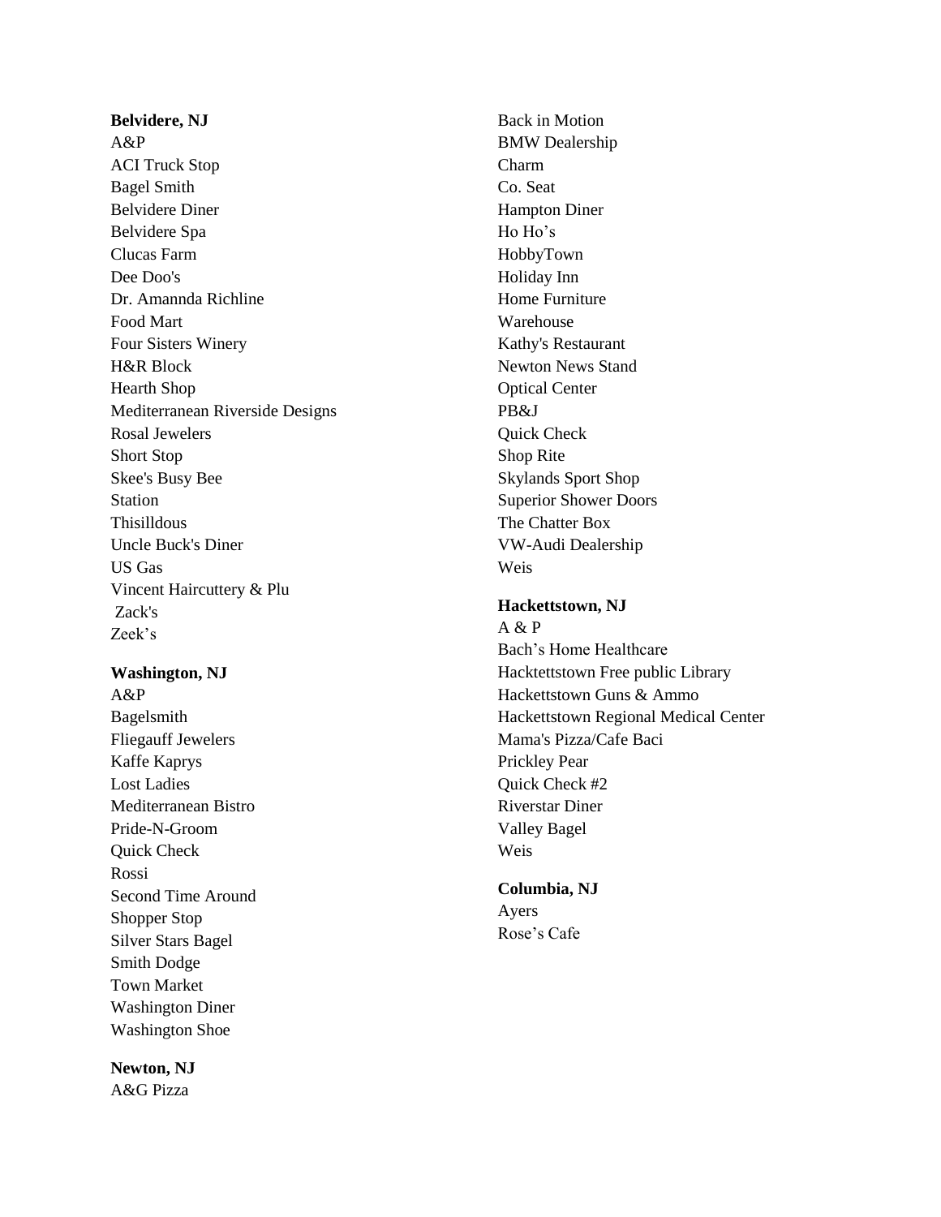**Belvidere, NJ**

A&P
ACI Truck Stop
Bagel Smith
Belvidere Diner
Belvidere Spa
Clucas Farm
Dee Doo's
Dr. Amannda Richline
Food Mart
Four Sisters Winery
H&R Block
Hearth Shop
Mediterranean Riverside Designs
Rosal Jewelers
Short Stop
Skee's Busy Bee
Station
Thisilldous
Uncle Buck's Diner
US Gas
Vincent Haircuttery & Plu
Zack's
Zeek's

**Washington, NJ**

A&P
Bagelsmith
Fliegauff Jewelers
Kaffe Kaprys
Lost Ladies
Mediterranean Bistro
Pride-N-Groom
Quick Check
Rossi
Second Time Around
Shopper Stop
Silver Stars Bagel
Smith Dodge
Town Market
Washington Diner
Washington Shoe

**Newton, NJ**

A&G Pizza
Back in Motion
BMW Dealership
Charm
Co. Seat
Hampton Diner
Ho Ho's
HobbyTown
Holiday Inn
Home Furniture
Warehouse
Kathy's Restaurant
Newton News Stand
Optical Center
PB&J
Quick Check
Shop Rite
Skylands Sport Shop
Superior Shower Doors
The Chatter Box
VW-Audi Dealership
Weis

**Hackettstown, NJ**

A & P
Bach's Home Healthcare
Hacktettstown Free public Library
Hackettstown Guns & Ammo
Hackettstown Regional Medical Center
Mama's Pizza/Cafe Baci
Prickley Pear
Quick Check #2
Riverstar Diner
Valley Bagel
Weis

**Columbia, NJ**

Ayers
Rose's Cafe